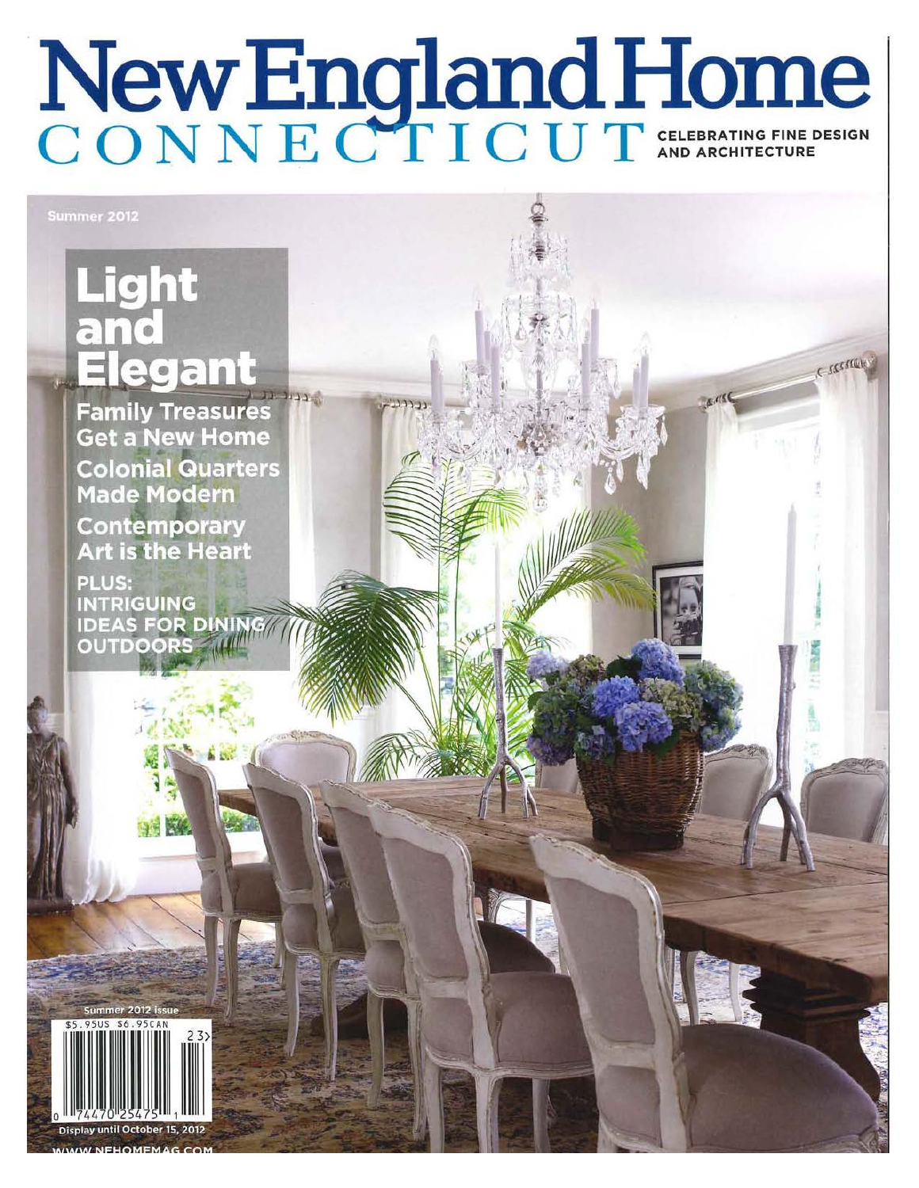# New England Home CONNECTICUT

CELEBRATING FINE DESIGN AND ARCHITECTURE

Summer 2012

## Light and Elegant

Family Treasures Get a New Home

Colonial Quarters Made Modern

Contemporary Art is the Heart

PLUS: INTRIGUING IDEAS FOR DINING OUTDOORS

Summer 2012 issue

$5.95US $6.95CAN

Display until October 15, 2012

WWW.NEHOMEMAG.COM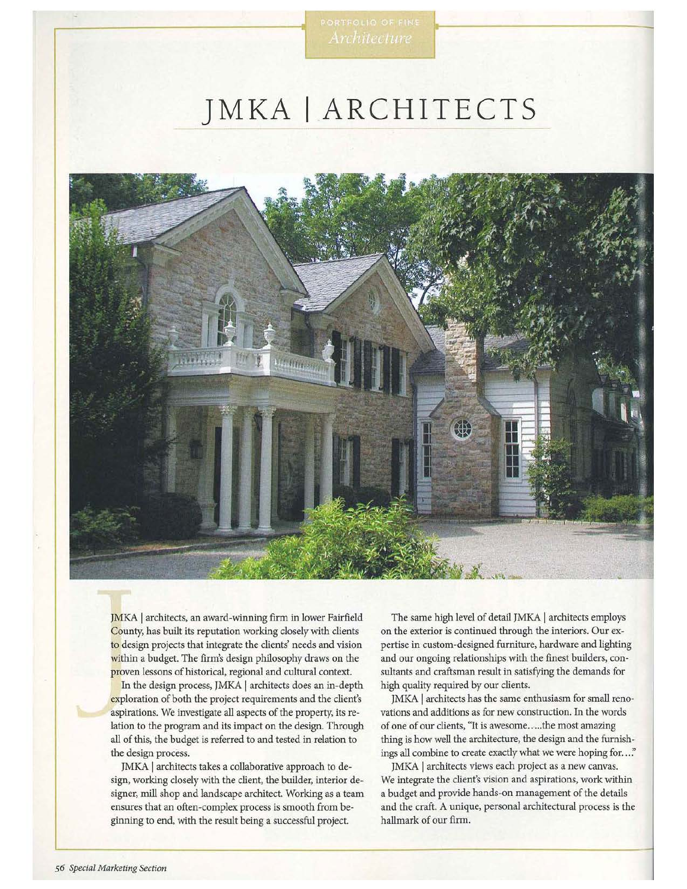PORTFOLIO OF FINE *Architecture*

# JMKA | ARCHITECTS

JMKA | architects, an award-winning firm in lower Fairfield County, has built its reputation working closely with clients to design projects that integrate the clients' needs and vision within a budget. The firm's design philosophy draws on the proven lessons of historical, regional and cultural context.

In the design process, JMKA | architects does an in-depth exploration of both the project requirements and the client's aspirations. We investigate all aspects of the property, its relation to the program and its impact on the design. Through all of this, the budget is referred to and tested in relation to the design process.

JMKA | architects takes a collaborative approach to design, working closely with the client, the builder, interior designer, mill shop and landscape architect. Working as a team ensures that an often-complex process is smooth from beginning to end, with the result being a successful project.

The same high level of detail JMKA | architects employs on the exterior is continued through the interiors. Our expertise in custom-designed furniture, hardware and lighting and our ongoing relationships with the finest builders, consultants and craftsman result in satisfying the demands for high quality required by our clients.

JMKA | architects has the same enthusiasm for small renovations and additions as for new construction. In the words of one of our clients, "It is awesome…..the most amazing thing is how well the architecture, the design and the furnishings all combine to create exactly what we were hoping for…."

JMKA | architects views each project as a new canvas. We integrate the client's vision and aspirations, work within a budget and provide hands-on management of the details and the craft. A unique, personal architectural process is the hallmark of our firm.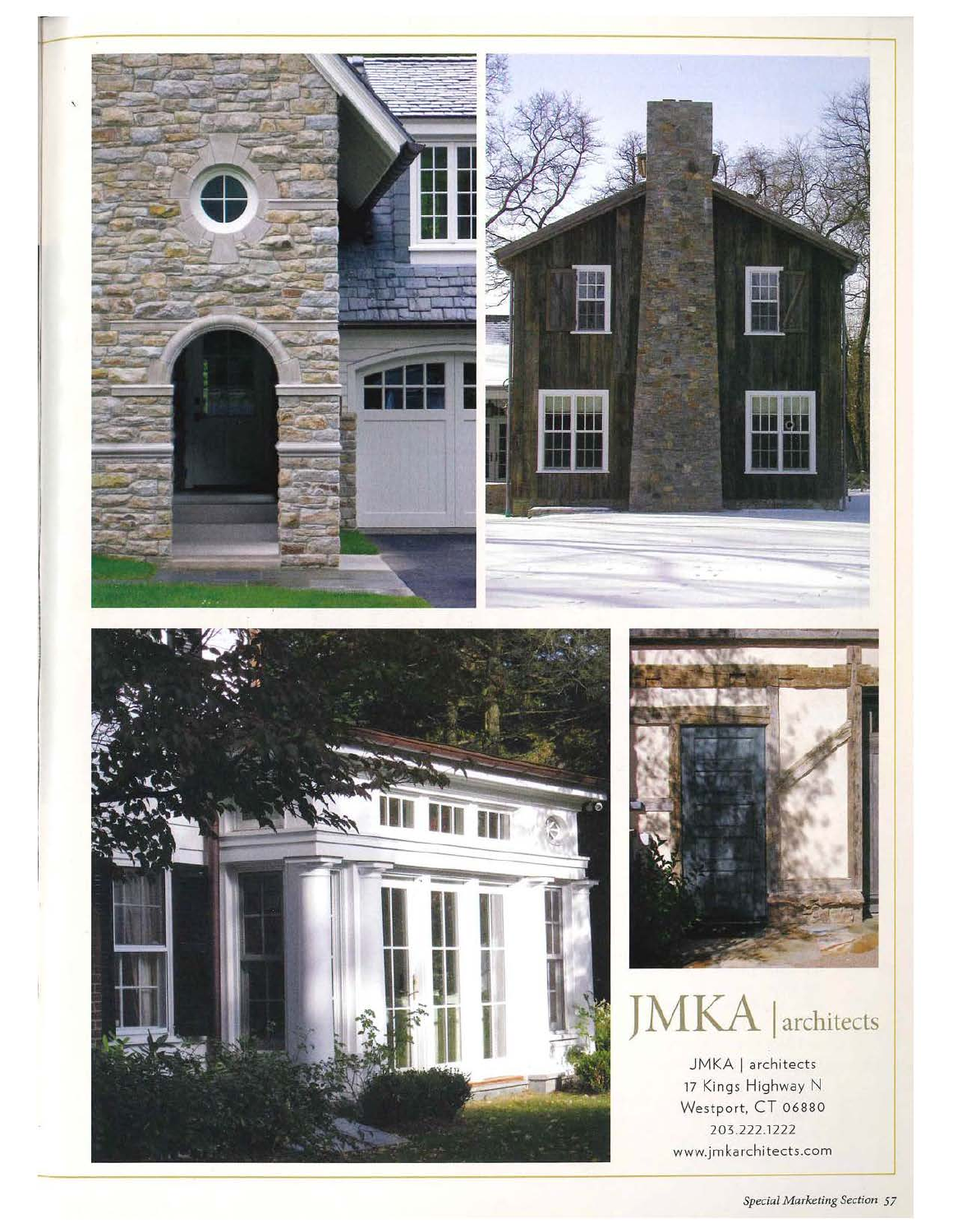# JMKA | architects

JMKA | architects
17 Kings Highway N
Westport, CT 06880
203.222.1222
www.jmkarchitects.com